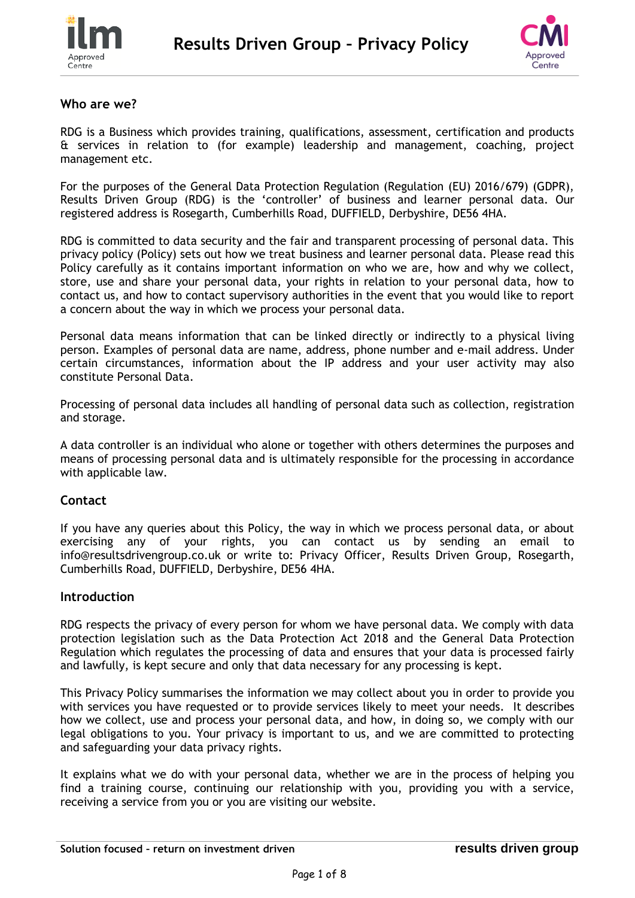# Results Driven Group – Privacy Policy

## Who are we?

RDG is a Business which provides training, qualifications, assessment, certification and products & services in relation to (for example) leadership and management, coaching, project management etc.

For the purposes of the General Data Protection Regulation (Regulation (EU) 2016/679) (GDPR), Results Driven Group (RDG) is the 'controller' of business and learner personal data. Our registered address is Rosegarth, Cumberhills Road, DUFFIELD, Derbyshire, DE56 4HA.

RDG is committed to data security and the fair and transparent processing of personal data. This privacy policy (Policy) sets out how we treat business and learner personal data. Please read this Policy carefully as it contains important information on who we are, how and why we collect, store, use and share your personal data, your rights in relation to your personal data, how to contact us, and how to contact supervisory authorities in the event that you would like to report a concern about the way in which we process your personal data.

Personal data means information that can be linked directly or indirectly to a physical living person. Examples of personal data are name, address, phone number and e-mail address. Under certain circumstances, information about the IP address and your user activity may also constitute Personal Data.

Processing of personal data includes all handling of personal data such as collection, registration and storage.

A data controller is an individual who alone or together with others determines the purposes and means of processing personal data and is ultimately responsible for the processing in accordance with applicable law.

## Contact

If you have any queries about this Policy, the way in which we process personal data, or about exercising any of your rights, you can contact us by sending an email to info@resultsdrivengroup.co.uk or write to: Privacy Officer, Results Driven Group, Rosegarth, Cumberhills Road, DUFFIELD, Derbyshire, DE56 4HA.

## Introduction

RDG respects the privacy of every person for whom we have personal data. We comply with data protection legislation such as the Data Protection Act 2018 and the General Data Protection Regulation which regulates the processing of data and ensures that your data is processed fairly and lawfully, is kept secure and only that data necessary for any processing is kept.

This Privacy Policy summarises the information we may collect about you in order to provide you with services you have requested or to provide services likely to meet your needs. It describes how we collect, use and process your personal data, and how, in doing so, we comply with our legal obligations to you. Your privacy is important to us, and we are committed to protecting and safeguarding your data privacy rights.

It explains what we do with your personal data, whether we are in the process of helping you find a training course, continuing our relationship with you, providing you with a service, receiving a service from you or you are visiting our website.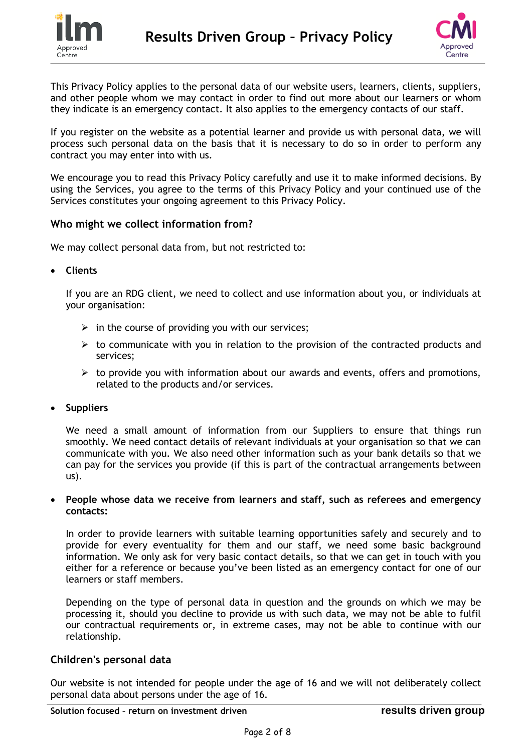This Privacy Policy applies to the personal data of our website users, learners, clients, suppliers, and other people whom we may contact in order to find out more about our learners or whom they indicate is an emergency contact. It also applies to the emergency contacts of our staff.

If you register on the website as a potential learner and provide us with personal data, we will process such personal data on the basis that it is necessary to do so in order to perform any contract you may enter into with us.

We encourage you to read this Privacy Policy carefully and use it to make informed decisions. By using the Services, you agree to the terms of this Privacy Policy and your continued use of the Services constitutes your ongoing agreement to this Privacy Policy.

### Who might we collect information from?

We may collect personal data from, but not restricted to:

- **Clients**

  If you are an RDG client, we need to collect and use information about you, or individuals at your organisation:

  - in the course of providing you with our services;
  - to communicate with you in relation to the provision of the contracted products and services;
  - to provide you with information about our awards and events, offers and promotions, related to the products and/or services.

- **Suppliers**

  We need a small amount of information from our Suppliers to ensure that things run smoothly. We need contact details of relevant individuals at your organisation so that we can communicate with you. We also need other information such as your bank details so that we can pay for the services you provide (if this is part of the contractual arrangements between us).

- **People whose data we receive from learners and staff, such as referees and emergency contacts:**

  In order to provide learners with suitable learning opportunities safely and securely and to provide for every eventuality for them and our staff, we need some basic background information. We only ask for very basic contact details, so that we can get in touch with you either for a reference or because you've been listed as an emergency contact for one of our learners or staff members.

  Depending on the type of personal data in question and the grounds on which we may be processing it, should you decline to provide us with such data, we may not be able to fulfil our contractual requirements or, in extreme cases, may not be able to continue with our relationship.

### Children's personal data

Our website is not intended for people under the age of 16 and we will not deliberately collect personal data about persons under the age of 16.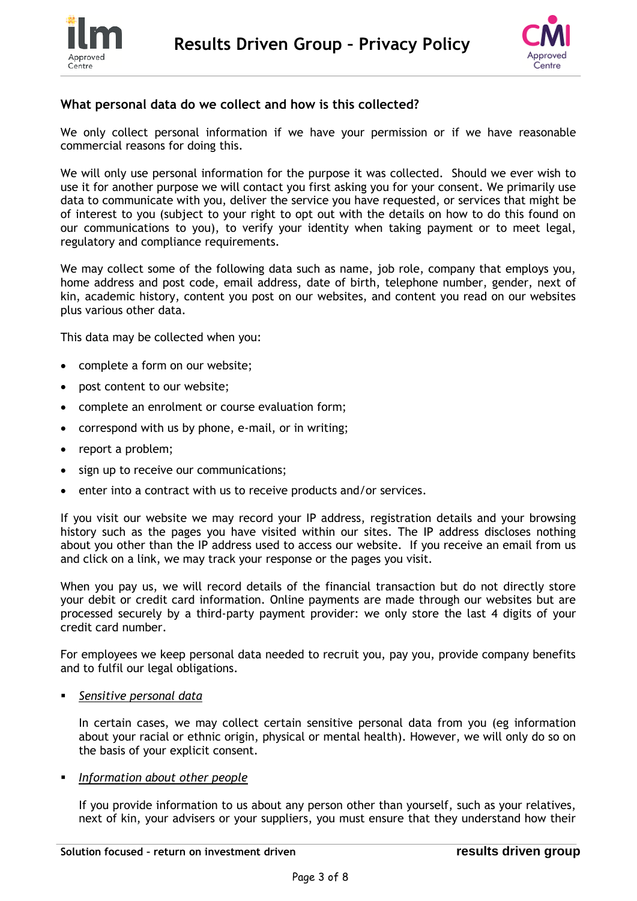## What personal data do we collect and how is this collected?

We only collect personal information if we have your permission or if we have reasonable commercial reasons for doing this.

We will only use personal information for the purpose it was collected. Should we ever wish to use it for another purpose we will contact you first asking you for your consent. We primarily use data to communicate with you, deliver the service you have requested, or services that might be of interest to you (subject to your right to opt out with the details on how to do this found on our communications to you), to verify your identity when taking payment or to meet legal, regulatory and compliance requirements.

We may collect some of the following data such as name, job role, company that employs you, home address and post code, email address, date of birth, telephone number, gender, next of kin, academic history, content you post on our websites, and content you read on our websites plus various other data.

This data may be collected when you:

- complete a form on our website;
- post content to our website;
- complete an enrolment or course evaluation form;
- correspond with us by phone, e-mail, or in writing;
- report a problem;
- sign up to receive our communications;
- enter into a contract with us to receive products and/or services.

If you visit our website we may record your IP address, registration details and your browsing history such as the pages you have visited within our sites. The IP address discloses nothing about you other than the IP address used to access our website. If you receive an email from us and click on a link, we may track your response or the pages you visit.

When you pay us, we will record details of the financial transaction but do not directly store your debit or credit card information. Online payments are made through our websites but are processed securely by a third-party payment provider: we only store the last 4 digits of your credit card number.

For employees we keep personal data needed to recruit you, pay you, provide company benefits and to fulfil our legal obligations.

- *Sensitive personal data*

  In certain cases, we may collect certain sensitive personal data from you (eg information about your racial or ethnic origin, physical or mental health). However, we will only do so on the basis of your explicit consent.

- *Information about other people*

  If you provide information to us about any person other than yourself, such as your relatives, next of kin, your advisers or your suppliers, you must ensure that they understand how their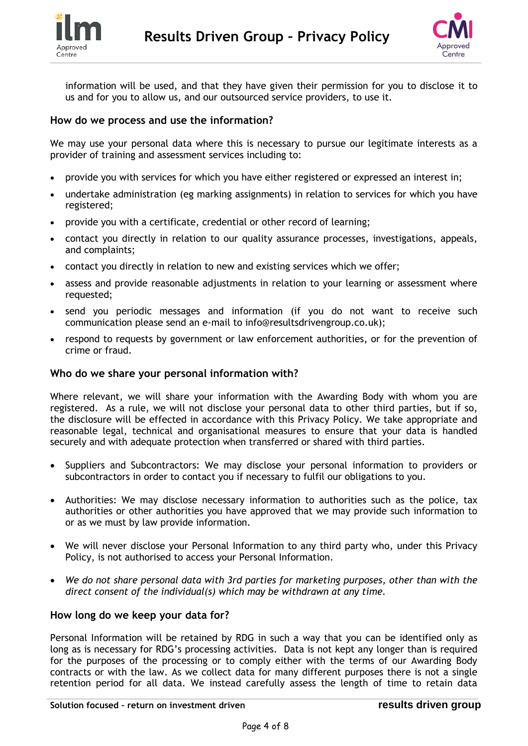information will be used, and that they have given their permission for you to disclose it to us and for you to allow us, and our outsourced service providers, to use it.

### How do we process and use the information?

We may use your personal data where this is necessary to pursue our legitimate interests as a provider of training and assessment services including to:

- provide you with services for which you have either registered or expressed an interest in;
- undertake administration (eg marking assignments) in relation to services for which you have registered;
- provide you with a certificate, credential or other record of learning;
- contact you directly in relation to our quality assurance processes, investigations, appeals, and complaints;
- contact you directly in relation to new and existing services which we offer;
- assess and provide reasonable adjustments in relation to your learning or assessment where requested;
- send you periodic messages and information (if you do not want to receive such communication please send an e-mail to info@resultsdrivengroup.co.uk);
- respond to requests by government or law enforcement authorities, or for the prevention of crime or fraud.

### Who do we share your personal information with?

Where relevant, we will share your information with the Awarding Body with whom you are registered. As a rule, we will not disclose your personal data to other third parties, but if so, the disclosure will be effected in accordance with this Privacy Policy. We take appropriate and reasonable legal, technical and organisational measures to ensure that your data is handled securely and with adequate protection when transferred or shared with third parties.

- Suppliers and Subcontractors: We may disclose your personal information to providers or subcontractors in order to contact you if necessary to fulfil our obligations to you.

- Authorities: We may disclose necessary information to authorities such as the police, tax authorities or other authorities you have approved that we may provide such information to or as we must by law provide information.

- We will never disclose your Personal Information to any third party who, under this Privacy Policy, is not authorised to access your Personal Information.

- *We do not share personal data with 3rd parties for marketing purposes, other than with the direct consent of the individual(s) which may be withdrawn at any time.*

### How long do we keep your data for?

Personal Information will be retained by RDG in such a way that you can be identified only as long as is necessary for RDG's processing activities. Data is not kept any longer than is required for the purposes of the processing or to comply either with the terms of our Awarding Body contracts or with the law. As we collect data for many different purposes there is not a single retention period for all data. We instead carefully assess the length of time to retain data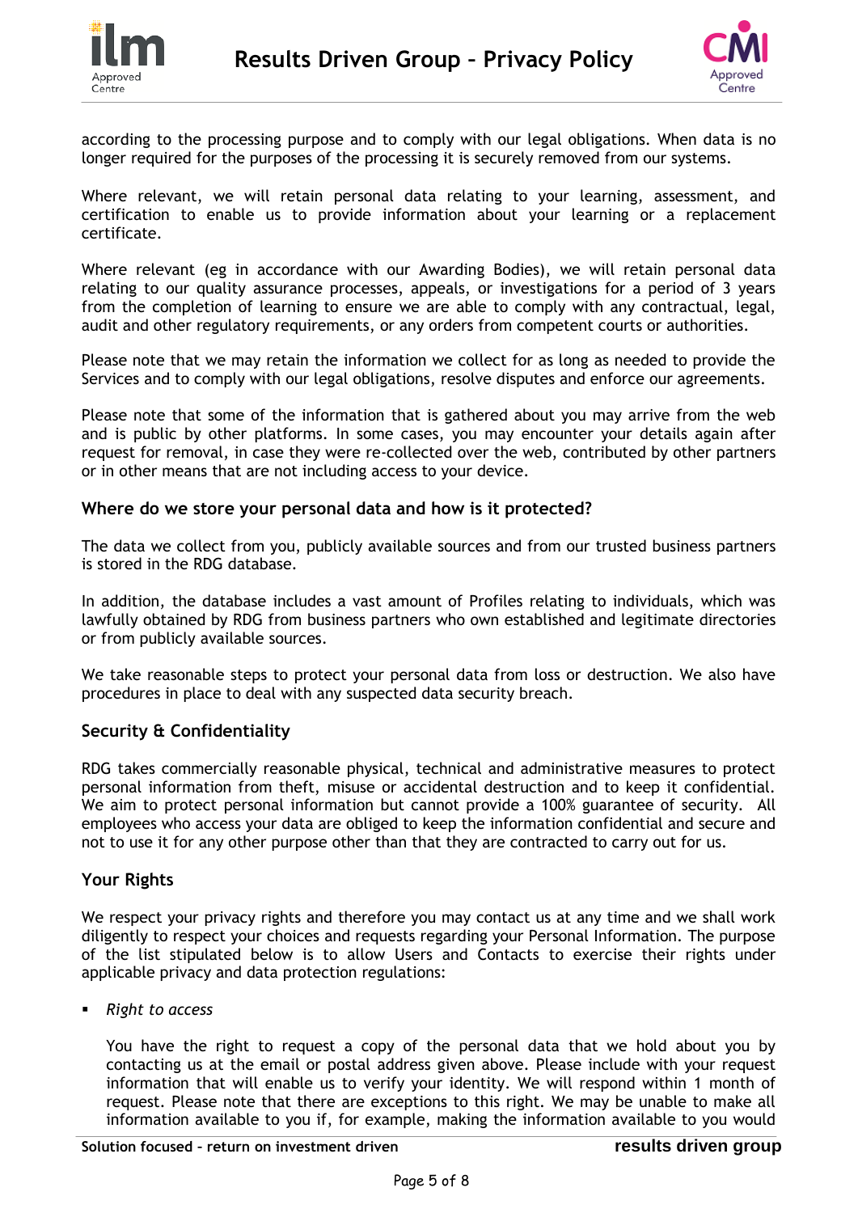according to the processing purpose and to comply with our legal obligations. When data is no longer required for the purposes of the processing it is securely removed from our systems.

Where relevant, we will retain personal data relating to your learning, assessment, and certification to enable us to provide information about your learning or a replacement certificate.

Where relevant (eg in accordance with our Awarding Bodies), we will retain personal data relating to our quality assurance processes, appeals, or investigations for a period of 3 years from the completion of learning to ensure we are able to comply with any contractual, legal, audit and other regulatory requirements, or any orders from competent courts or authorities.

Please note that we may retain the information we collect for as long as needed to provide the Services and to comply with our legal obligations, resolve disputes and enforce our agreements.

Please note that some of the information that is gathered about you may arrive from the web and is public by other platforms. In some cases, you may encounter your details again after request for removal, in case they were re-collected over the web, contributed by other partners or in other means that are not including access to your device.

### Where do we store your personal data and how is it protected?

The data we collect from you, publicly available sources and from our trusted business partners is stored in the RDG database.

In addition, the database includes a vast amount of Profiles relating to individuals, which was lawfully obtained by RDG from business partners who own established and legitimate directories or from publicly available sources.

We take reasonable steps to protect your personal data from loss or destruction. We also have procedures in place to deal with any suspected data security breach.

### Security & Confidentiality

RDG takes commercially reasonable physical, technical and administrative measures to protect personal information from theft, misuse or accidental destruction and to keep it confidential. We aim to protect personal information but cannot provide a 100% guarantee of security. All employees who access your data are obliged to keep the information confidential and secure and not to use it for any other purpose other than that they are contracted to carry out for us.

### Your Rights

We respect your privacy rights and therefore you may contact us at any time and we shall work diligently to respect your choices and requests regarding your Personal Information. The purpose of the list stipulated below is to allow Users and Contacts to exercise their rights under applicable privacy and data protection regulations:

- *Right to access*

  You have the right to request a copy of the personal data that we hold about you by contacting us at the email or postal address given above. Please include with your request information that will enable us to verify your identity. We will respond within 1 month of request. Please note that there are exceptions to this right. We may be unable to make all information available to you if, for example, making the information available to you would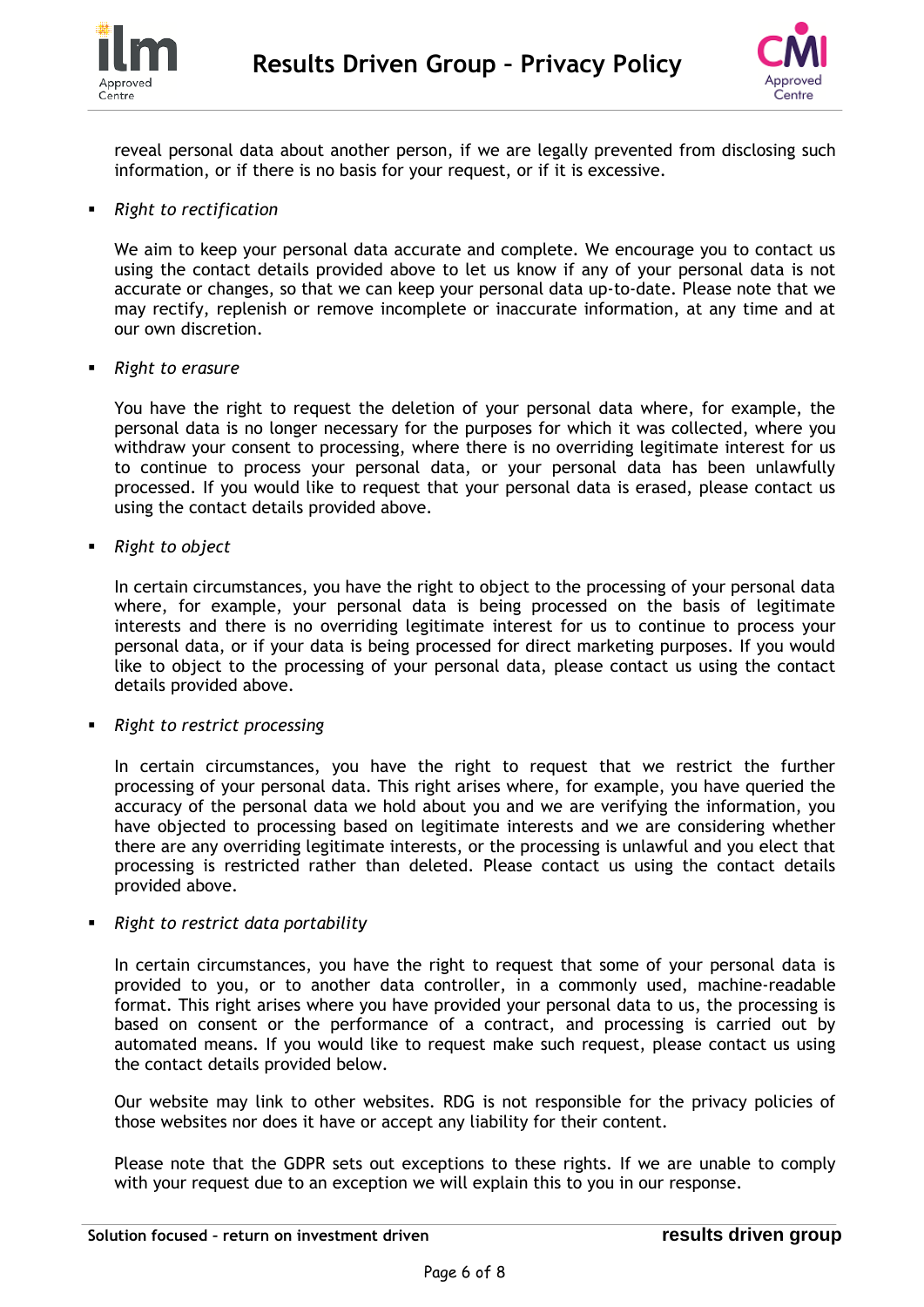reveal personal data about another person, if we are legally prevented from disclosing such information, or if there is no basis for your request, or if it is excessive.

- *Right to rectification*

  We aim to keep your personal data accurate and complete. We encourage you to contact us using the contact details provided above to let us know if any of your personal data is not accurate or changes, so that we can keep your personal data up-to-date. Please note that we may rectify, replenish or remove incomplete or inaccurate information, at any time and at our own discretion.

- *Right to erasure*

  You have the right to request the deletion of your personal data where, for example, the personal data is no longer necessary for the purposes for which it was collected, where you withdraw your consent to processing, where there is no overriding legitimate interest for us to continue to process your personal data, or your personal data has been unlawfully processed. If you would like to request that your personal data is erased, please contact us using the contact details provided above.

- *Right to object*

  In certain circumstances, you have the right to object to the processing of your personal data where, for example, your personal data is being processed on the basis of legitimate interests and there is no overriding legitimate interest for us to continue to process your personal data, or if your data is being processed for direct marketing purposes. If you would like to object to the processing of your personal data, please contact us using the contact details provided above.

- *Right to restrict processing*

  In certain circumstances, you have the right to request that we restrict the further processing of your personal data. This right arises where, for example, you have queried the accuracy of the personal data we hold about you and we are verifying the information, you have objected to processing based on legitimate interests and we are considering whether there are any overriding legitimate interests, or the processing is unlawful and you elect that processing is restricted rather than deleted. Please contact us using the contact details provided above.

- *Right to restrict data portability*

  In certain circumstances, you have the right to request that some of your personal data is provided to you, or to another data controller, in a commonly used, machine-readable format. This right arises where you have provided your personal data to us, the processing is based on consent or the performance of a contract, and processing is carried out by automated means. If you would like to request make such request, please contact us using the contact details provided below.

  Our website may link to other websites. RDG is not responsible for the privacy policies of those websites nor does it have or accept any liability for their content.

  Please note that the GDPR sets out exceptions to these rights. If we are unable to comply with your request due to an exception we will explain this to you in our response.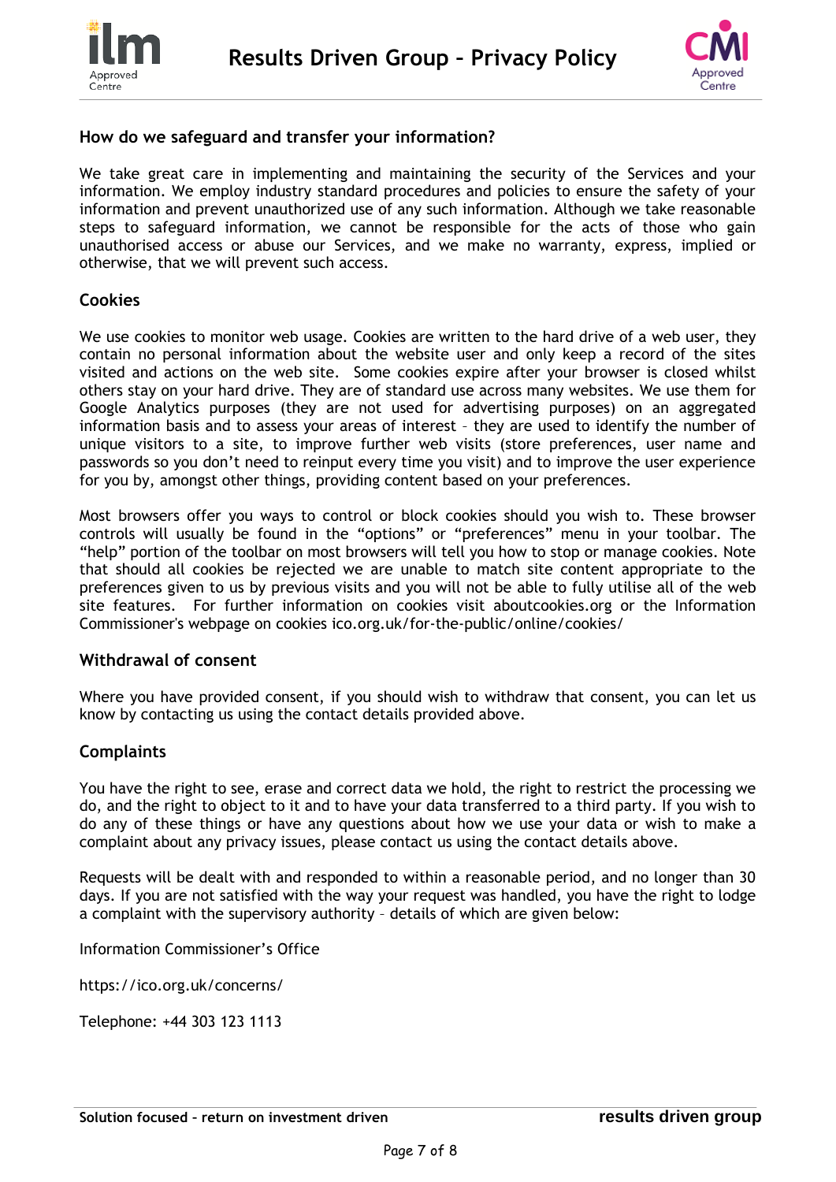## How do we safeguard and transfer your information?

We take great care in implementing and maintaining the security of the Services and your information. We employ industry standard procedures and policies to ensure the safety of your information and prevent unauthorized use of any such information. Although we take reasonable steps to safeguard information, we cannot be responsible for the acts of those who gain unauthorised access or abuse our Services, and we make no warranty, express, implied or otherwise, that we will prevent such access.

## Cookies

We use cookies to monitor web usage. Cookies are written to the hard drive of a web user, they contain no personal information about the website user and only keep a record of the sites visited and actions on the web site. Some cookies expire after your browser is closed whilst others stay on your hard drive. They are of standard use across many websites. We use them for Google Analytics purposes (they are not used for advertising purposes) on an aggregated information basis and to assess your areas of interest – they are used to identify the number of unique visitors to a site, to improve further web visits (store preferences, user name and passwords so you don't need to reinput every time you visit) and to improve the user experience for you by, amongst other things, providing content based on your preferences.

Most browsers offer you ways to control or block cookies should you wish to. These browser controls will usually be found in the "options" or "preferences" menu in your toolbar. The "help" portion of the toolbar on most browsers will tell you how to stop or manage cookies. Note that should all cookies be rejected we are unable to match site content appropriate to the preferences given to us by previous visits and you will not be able to fully utilise all of the web site features. For further information on cookies visit aboutcookies.org or the Information Commissioner's webpage on cookies ico.org.uk/for-the-public/online/cookies/

## Withdrawal of consent

Where you have provided consent, if you should wish to withdraw that consent, you can let us know by contacting us using the contact details provided above.

## Complaints

You have the right to see, erase and correct data we hold, the right to restrict the processing we do, and the right to object to it and to have your data transferred to a third party. If you wish to do any of these things or have any questions about how we use your data or wish to make a complaint about any privacy issues, please contact us using the contact details above.

Requests will be dealt with and responded to within a reasonable period, and no longer than 30 days. If you are not satisfied with the way your request was handled, you have the right to lodge a complaint with the supervisory authority – details of which are given below:

Information Commissioner's Office

https://ico.org.uk/concerns/

Telephone: +44 303 123 1113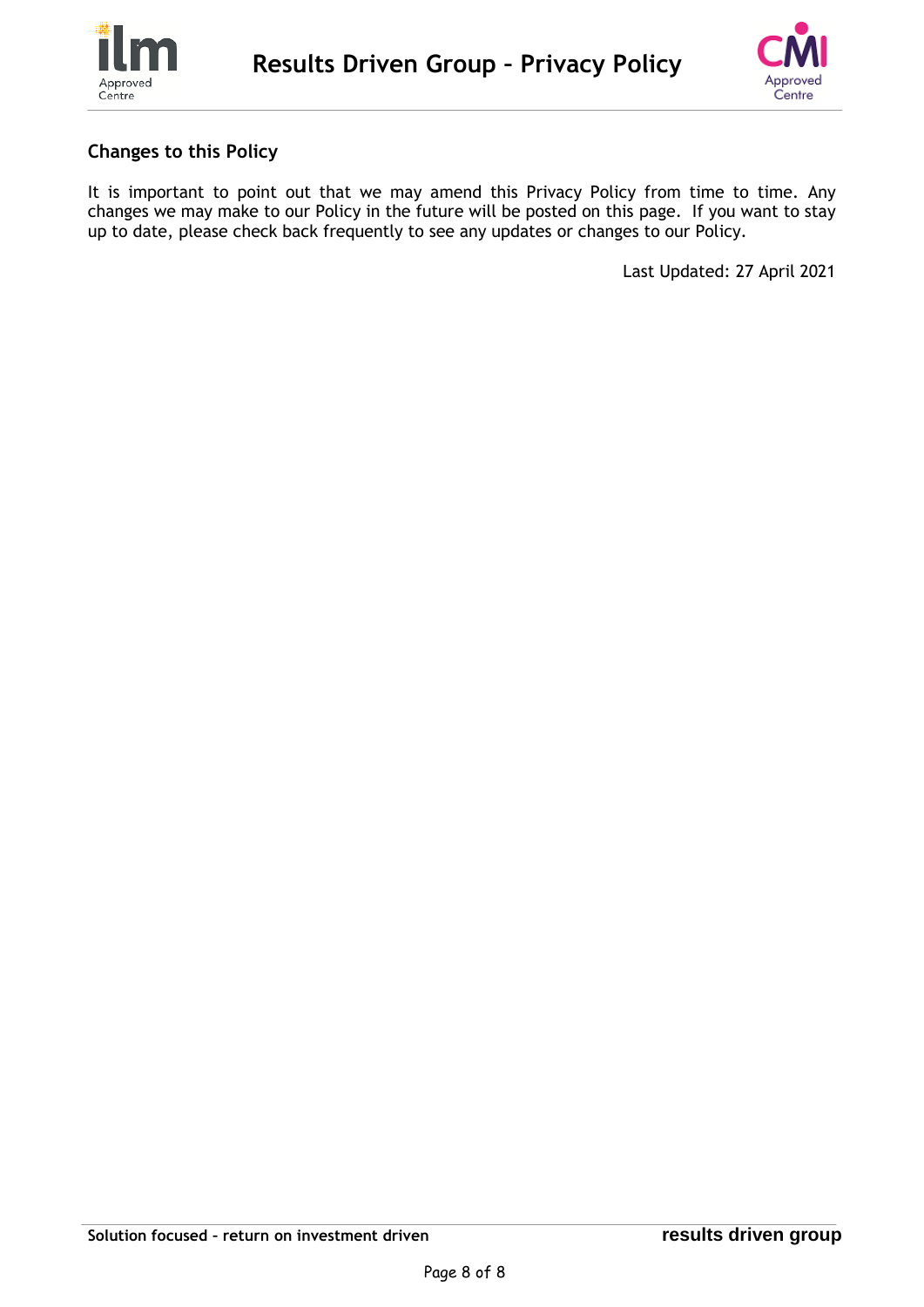## Changes to this Policy

It is important to point out that we may amend this Privacy Policy from time to time. Any changes we may make to our Policy in the future will be posted on this page. If you want to stay up to date, please check back frequently to see any updates or changes to our Policy.

Last Updated: 27 April 2021